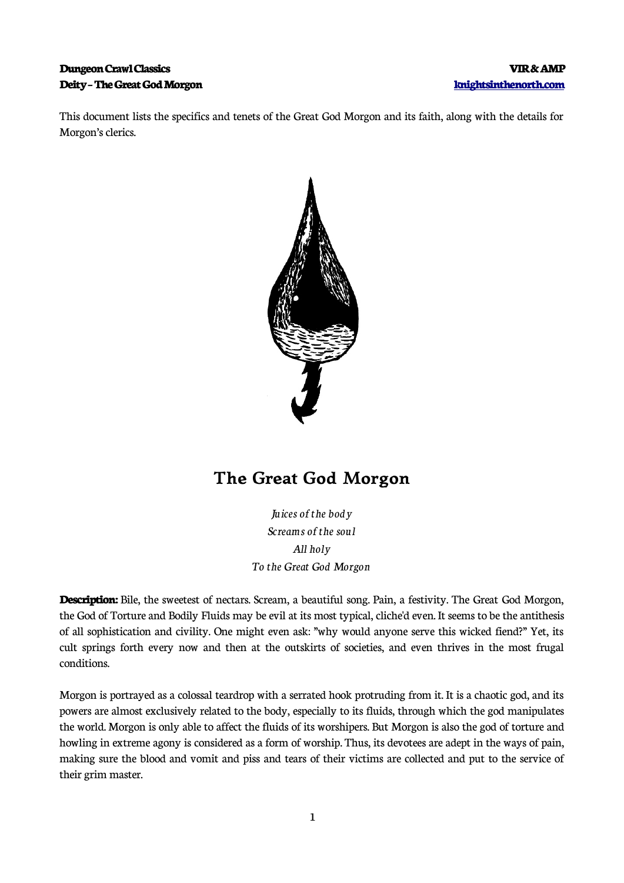This document lists the specifics and tenets of the Great God Morgon and its faith, along with the details for Morgon's clerics.

# The Great God Morgon

*Juices of the body*
*Screams of the soul*
*All holy*
*To the Great God Morgon*

**Description:** Bile, the sweetest of nectars. Scream, a beautiful song. Pain, a festivity. The Great God Morgon, the God of Torture and Bodily Fluids may be evil at its most typical, cliche'd even. It seems to be the antithesis of all sophistication and civility. One might even ask: "why would anyone serve this wicked fiend?" Yet, its cult springs forth every now and then at the outskirts of societies, and even thrives in the most frugal conditions.

Morgon is portrayed as a colossal teardrop with a serrated hook protruding from it. It is a chaotic god, and its powers are almost exclusively related to the body, especially to its fluids, through which the god manipulates the world. Morgon is only able to affect the fluids of its worshipers. But Morgon is also the god of torture and howling in extreme agony is considered as a form of worship. Thus, its devotees are adept in the ways of pain, making sure the blood and vomit and piss and tears of their victims are collected and put to the service of their grim master.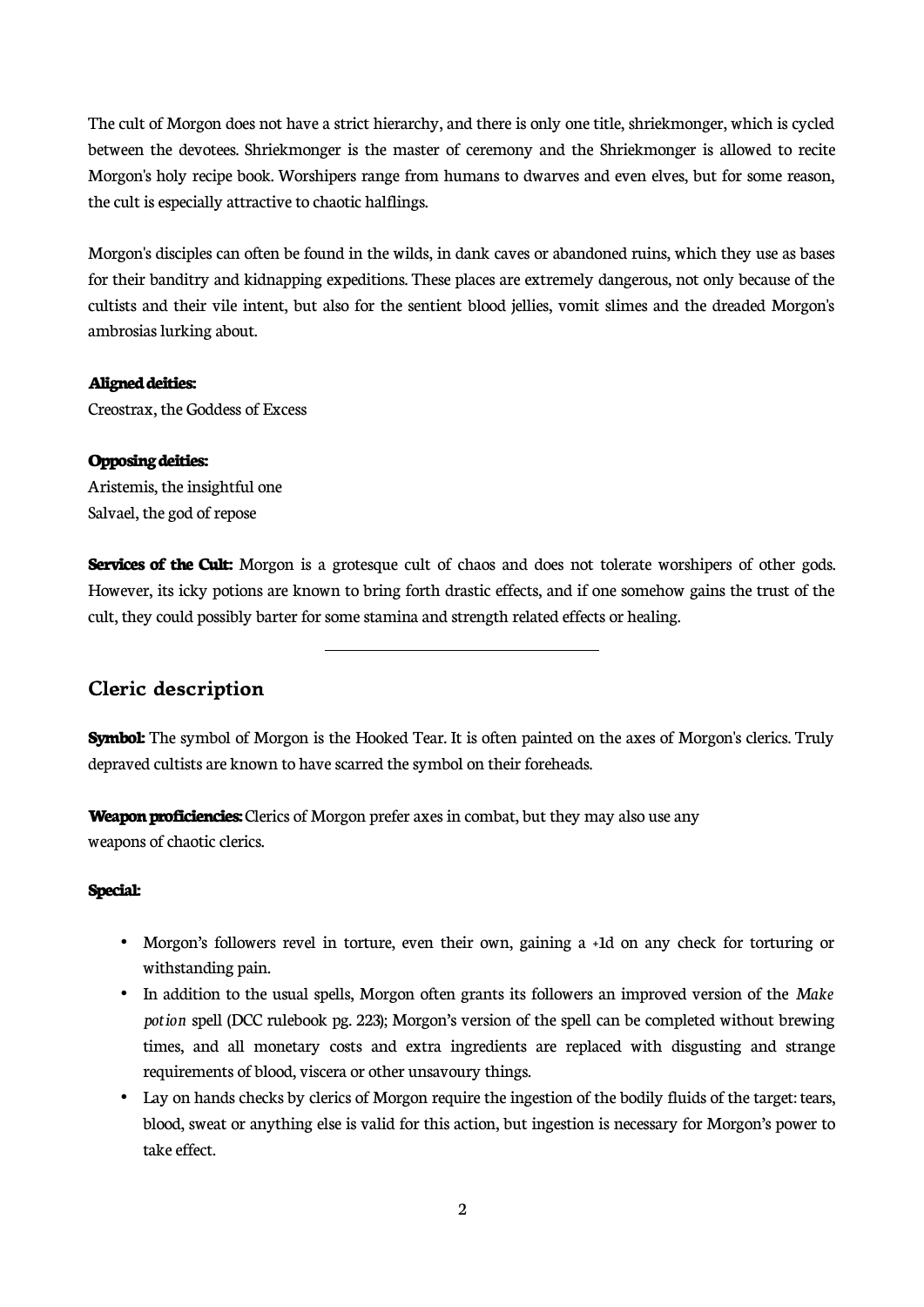The cult of Morgon does not have a strict hierarchy, and there is only one title, shriekmonger, which is cycled between the devotees. Shriekmonger is the master of ceremony and the Shriekmonger is allowed to recite Morgon's holy recipe book. Worshipers range from humans to dwarves and even elves, but for some reason, the cult is especially attractive to chaotic halflings.

Morgon's disciples can often be found in the wilds, in dank caves or abandoned ruins, which they use as bases for their banditry and kidnapping expeditions. These places are extremely dangerous, not only because of the cultists and their vile intent, but also for the sentient blood jellies, vomit slimes and the dreaded Morgon's ambrosias lurking about.

**Aligned deities:**
Creostrax, the Goddess of Excess

**Opposing deities:**
Aristemis, the insightful one
Salvael, the god of repose

**Services of the Cult:** Morgon is a grotesque cult of chaos and does not tolerate worshipers of other gods. However, its icky potions are known to bring forth drastic effects, and if one somehow gains the trust of the cult, they could possibly barter for some stamina and strength related effects or healing.

---

## Cleric description

**Symbol:** The symbol of Morgon is the Hooked Tear. It is often painted on the axes of Morgon's clerics. Truly depraved cultists are known to have scarred the symbol on their foreheads.

**Weapon proficiencies:** Clerics of Morgon prefer axes in combat, but they may also use any weapons of chaotic clerics.

**Special:**

- Morgon's followers revel in torture, even their own, gaining a +1d on any check for torturing or withstanding pain.
- In addition to the usual spells, Morgon often grants its followers an improved version of the *Make potion* spell (DCC rulebook pg. 223); Morgon's version of the spell can be completed without brewing times, and all monetary costs and extra ingredients are replaced with disgusting and strange requirements of blood, viscera or other unsavoury things.
- Lay on hands checks by clerics of Morgon require the ingestion of the bodily fluids of the target: tears, blood, sweat or anything else is valid for this action, but ingestion is necessary for Morgon's power to take effect.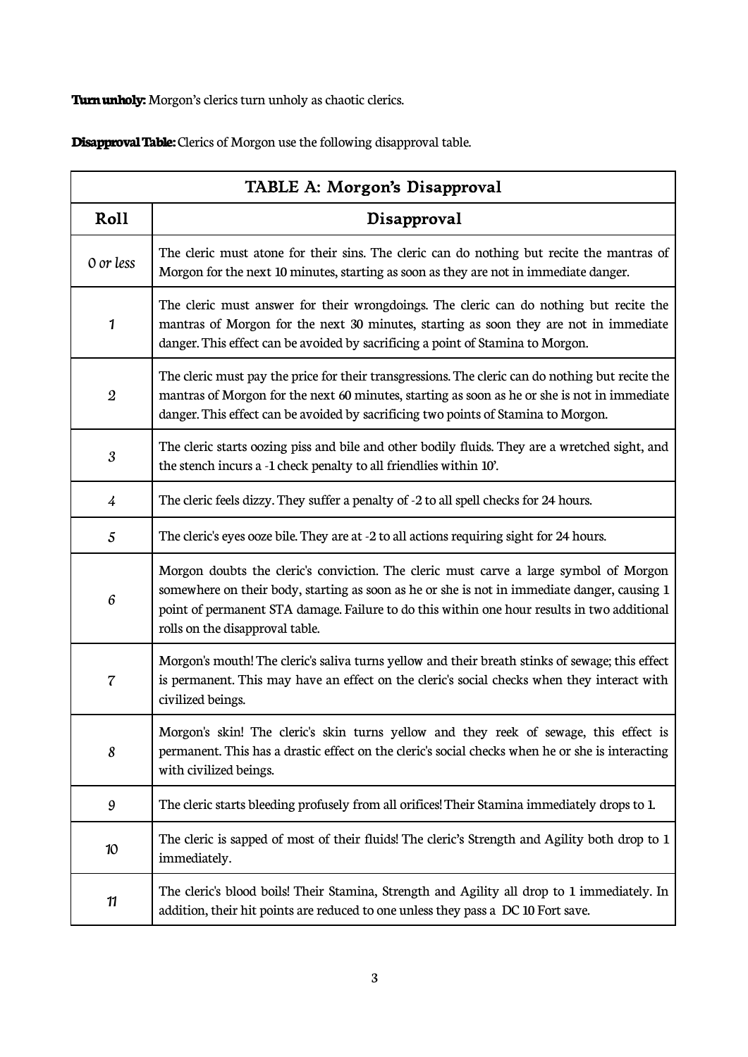**Turn unholy:** Morgon's clerics turn unholy as chaotic clerics.

**Disapproval Table:** Clerics of Morgon use the following disapproval table.

| TABLE A: Morgon's Disapproval | |
|---|---|
| **Roll** | **Disapproval** |
| *0 or less* | The cleric must atone for their sins. The cleric can do nothing but recite the mantras of Morgon for the next 10 minutes, starting as soon as they are not in immediate danger. |
| *1* | The cleric must answer for their wrongdoings. The cleric can do nothing but recite the mantras of Morgon for the next 30 minutes, starting as soon they are not in immediate danger. This effect can be avoided by sacrificing a point of Stamina to Morgon. |
| *2* | The cleric must pay the price for their transgressions. The cleric can do nothing but recite the mantras of Morgon for the next 60 minutes, starting as soon as he or she is not in immediate danger. This effect can be avoided by sacrificing two points of Stamina to Morgon. |
| *3* | The cleric starts oozing piss and bile and other bodily fluids. They are a wretched sight, and the stench incurs a -1 check penalty to all friendlies within 10'. |
| *4* | The cleric feels dizzy. They suffer a penalty of -2 to all spell checks for 24 hours. |
| *5* | The cleric's eyes ooze bile. They are at -2 to all actions requiring sight for 24 hours. |
| *6* | Morgon doubts the cleric's conviction. The cleric must carve a large symbol of Morgon somewhere on their body, starting as soon as he or she is not in immediate danger, causing 1 point of permanent STA damage. Failure to do this within one hour results in two additional rolls on the disapproval table. |
| *7* | Morgon's mouth! The cleric's saliva turns yellow and their breath stinks of sewage; this effect is permanent. This may have an effect on the cleric's social checks when they interact with civilized beings. |
| *8* | Morgon's skin! The cleric's skin turns yellow and they reek of sewage, this effect is permanent. This has a drastic effect on the cleric's social checks when he or she is interacting with civilized beings. |
| *9* | The cleric starts bleeding profusely from all orifices! Their Stamina immediately drops to 1. |
| *10* | The cleric is sapped of most of their fluids! The cleric's Strength and Agility both drop to 1 immediately. |
| *11* | The cleric's blood boils! Their Stamina, Strength and Agility all drop to 1 immediately. In addition, their hit points are reduced to one unless they pass a DC 10 Fort save. |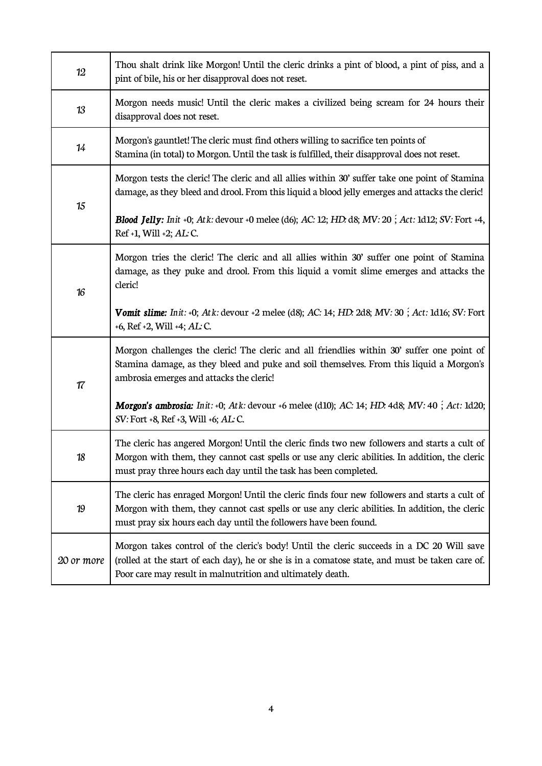| | |
|---|---|
| 12 | Thou shalt drink like Morgon! Until the cleric drinks a pint of blood, a pint of piss, and a pint of bile, his or her disapproval does not reset. |
| 13 | Morgon needs music! Until the cleric makes a civilized being scream for 24 hours their disapproval does not reset. |
| 14 | Morgon's gauntlet! The cleric must find others willing to sacrifice ten points of Stamina (in total) to Morgon. Until the task is fulfilled, their disapproval does not reset. |
| 15 | Morgon tests the cleric! The cleric and all allies within 30' suffer take one point of Stamina damage, as they bleed and drool. From this liquid a blood jelly emerges and attacks the cleric!<br><br>***Blood Jelly:*** *Init* +0; *Atk:* devour +0 melee (d6); *AC:* 12; *HD:* d8; *MV:* 20'; *Act:* 1d12; *SV:* Fort +4, Ref +1, Will +2; *AL:* C. |
| 16 | Morgon tries the cleric! The cleric and all allies within 30' suffer one point of Stamina damage, as they puke and drool. From this liquid a vomit slime emerges and attacks the cleric!<br><br>***Vomit slime:*** *Init:* +0; *Atk:* devour +2 melee (d8); *AC:* 14; *HD:* 2d8; *MV:* 30'; *Act:* 1d16; *SV:* Fort +6, Ref +2, Will +4; *AL:* C. |
| 17 | Morgon challenges the cleric! The cleric and all friendlies within 30' suffer one point of Stamina damage, as they bleed and puke and soil themselves. From this liquid a Morgon's ambrosia emerges and attacks the cleric!<br><br>***Morgon's ambrosia:*** *Init:* +0; *Atk:* devour +6 melee (d10); *AC:* 14; *HD:* 4d8; *MV:* 40'; *Act:* 1d20; *SV:* Fort +8, Ref +3, Will +6; *AL:* C. |
| 18 | The cleric has angered Morgon! Until the cleric finds two new followers and starts a cult of Morgon with them, they cannot cast spells or use any cleric abilities. In addition, the cleric must pray three hours each day until the task has been completed. |
| 19 | The cleric has enraged Morgon! Until the cleric finds four new followers and starts a cult of Morgon with them, they cannot cast spells or use any cleric abilities. In addition, the cleric must pray six hours each day until the followers have been found. |
| 20 or more | Morgon takes control of the cleric's body! Until the cleric succeeds in a DC 20 Will save (rolled at the start of each day), he or she is in a comatose state, and must be taken care of. Poor care may result in malnutrition and ultimately death. |